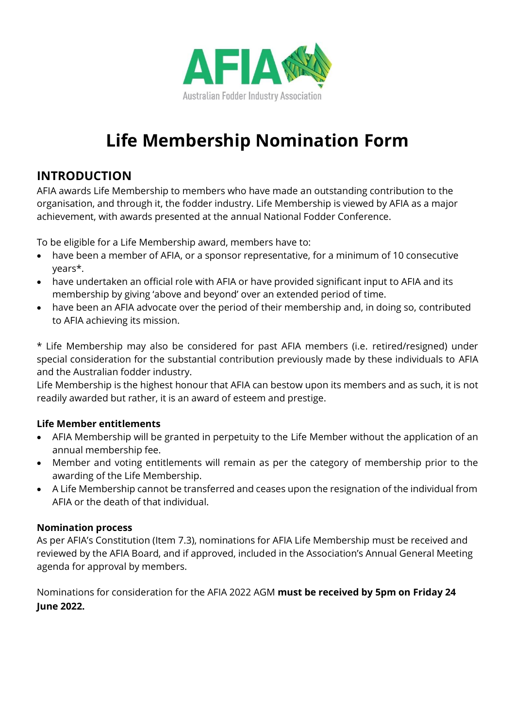AFIA

Australian Fodder Industry Association

# Life Membership Nomination Form

## INTRODUCTION

AFIA awards Life Membership to members who have made an outstanding contribution to the organisation, and through it, the fodder industry. Life Membership is viewed by AFIA as a major achievement, with awards presented at the annual National Fodder Conference.

To be eligible for a Life Membership award, members have to:

- have been a member of AFIA, or a sponsor representative, for a minimum of 10 consecutive years*.
- have undertaken an official role with AFIA or have provided significant input to AFIA and its membership by giving 'above and beyond' over an extended period of time.
- have been an AFIA advocate over the period of their membership and, in doing so, contributed to AFIA achieving its mission.

* Life Membership may also be considered for past AFIA members (i.e. retired/resigned) under special consideration for the substantial contribution previously made by these individuals to AFIA and the Australian fodder industry.

Life Membership is the highest honour that AFIA can bestow upon its members and as such, it is not readily awarded but rather, it is an award of esteem and prestige.

### Life Member entitlements

- AFIA Membership will be granted in perpetuity to the Life Member without the application of an annual membership fee.
- Member and voting entitlements will remain as per the category of membership prior to the awarding of the Life Membership.
- A Life Membership cannot be transferred and ceases upon the resignation of the individual from AFIA or the death of that individual.

### Nomination process

As per AFIA's Constitution (Item 7.3), nominations for AFIA Life Membership must be received and reviewed by the AFIA Board, and if approved, included in the Association's Annual General Meeting agenda for approval by members.

Nominations for consideration for the AFIA 2022 AGM **must be received by 5pm on Friday 24 June 2022.**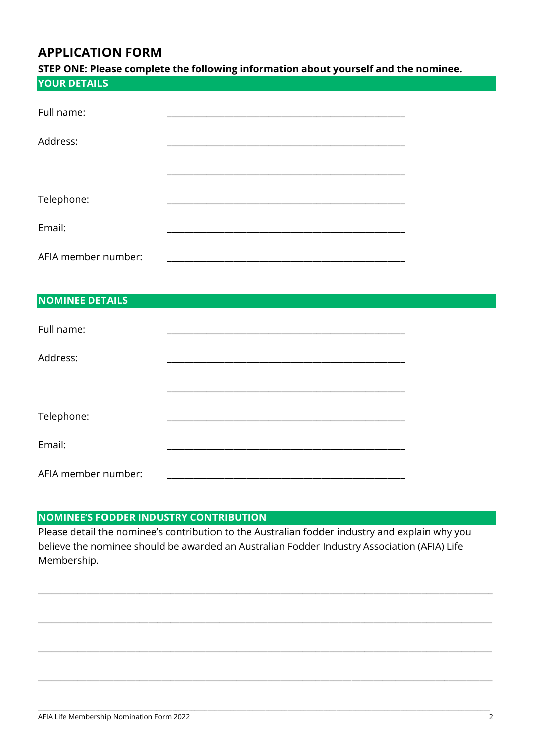# APPLICATION FORM

**STEP ONE: Please complete the following information about yourself and the nominee.**

## YOUR DETAILS

Full name: ______________________________________________

Address: ______________________________________________

______________________________________________

Telephone: ______________________________________________

Email: ______________________________________________

AFIA member number: ______________________________________________

## NOMINEE DETAILS

Full name: ______________________________________________

Address: ______________________________________________

______________________________________________

Telephone: ______________________________________________

Email: ______________________________________________

AFIA member number: ______________________________________________

## NOMINEE'S FODDER INDUSTRY CONTRIBUTION

Please detail the nominee's contribution to the Australian fodder industry and explain why you believe the nominee should be awarded an Australian Fodder Industry Association (AFIA) Life Membership.

______________________________________________________________________________

______________________________________________________________________________

______________________________________________________________________________

______________________________________________________________________________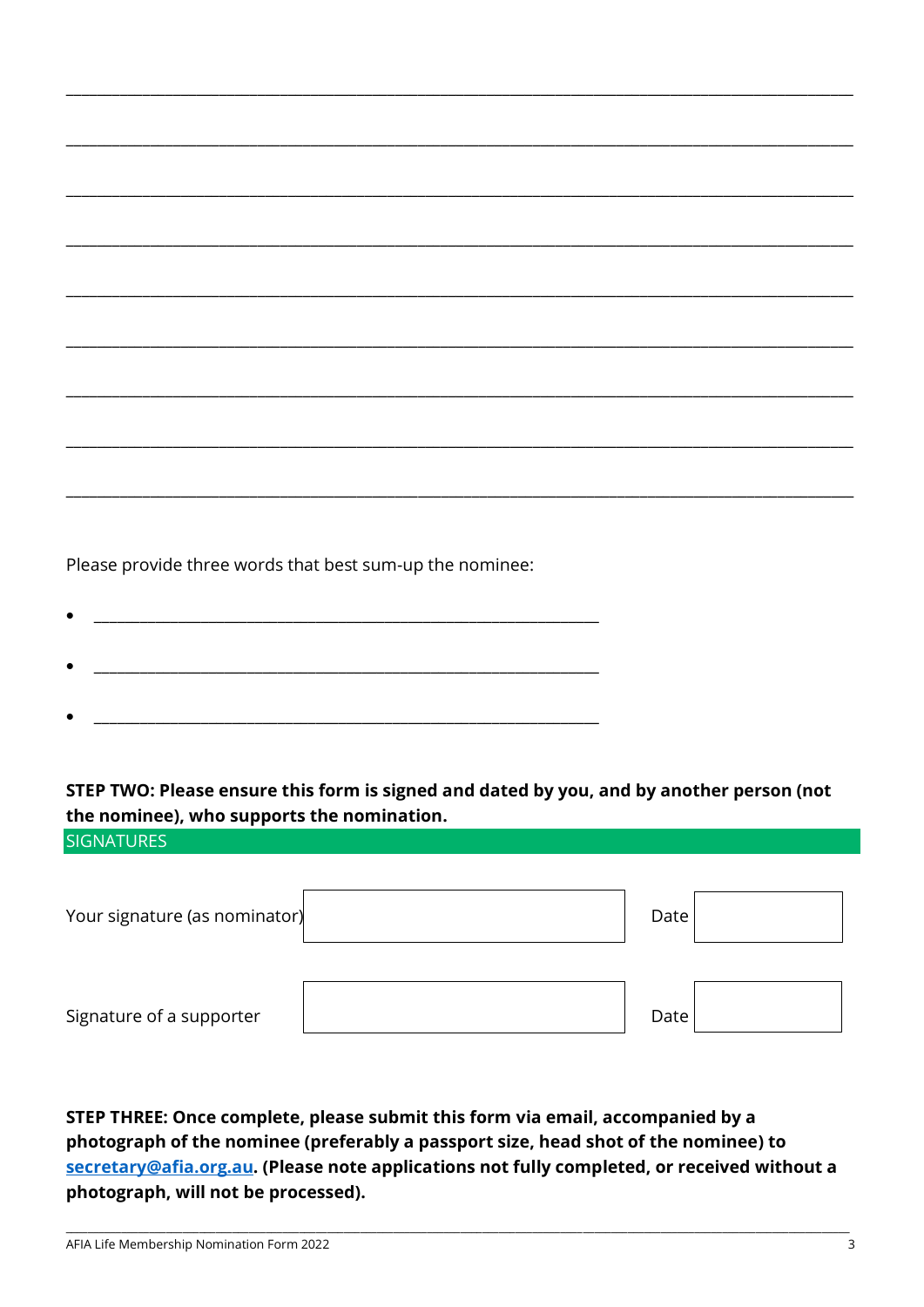\_\_\_\_\_\_\_\_\_\_\_\_\_\_\_\_\_\_\_\_\_\_\_\_\_\_\_\_\_\_\_\_\_\_\_\_\_\_\_\_\_\_\_\_\_\_\_\_\_\_\_\_\_\_\_\_\_\_\_\_\_\_\_\_\_\_\_\_\_\_\_\_\_\_\_\_\_\_\_\_

\_\_\_\_\_\_\_\_\_\_\_\_\_\_\_\_\_\_\_\_\_\_\_\_\_\_\_\_\_\_\_\_\_\_\_\_\_\_\_\_\_\_\_\_\_\_\_\_\_\_\_\_\_\_\_\_\_\_\_\_\_\_\_\_\_\_\_\_\_\_\_\_\_\_\_\_\_\_\_\_

\_\_\_\_\_\_\_\_\_\_\_\_\_\_\_\_\_\_\_\_\_\_\_\_\_\_\_\_\_\_\_\_\_\_\_\_\_\_\_\_\_\_\_\_\_\_\_\_\_\_\_\_\_\_\_\_\_\_\_\_\_\_\_\_\_\_\_\_\_\_\_\_\_\_\_\_\_\_\_\_

\_\_\_\_\_\_\_\_\_\_\_\_\_\_\_\_\_\_\_\_\_\_\_\_\_\_\_\_\_\_\_\_\_\_\_\_\_\_\_\_\_\_\_\_\_\_\_\_\_\_\_\_\_\_\_\_\_\_\_\_\_\_\_\_\_\_\_\_\_\_\_\_\_\_\_\_\_\_\_\_

\_\_\_\_\_\_\_\_\_\_\_\_\_\_\_\_\_\_\_\_\_\_\_\_\_\_\_\_\_\_\_\_\_\_\_\_\_\_\_\_\_\_\_\_\_\_\_\_\_\_\_\_\_\_\_\_\_\_\_\_\_\_\_\_\_\_\_\_\_\_\_\_\_\_\_\_\_\_\_\_

\_\_\_\_\_\_\_\_\_\_\_\_\_\_\_\_\_\_\_\_\_\_\_\_\_\_\_\_\_\_\_\_\_\_\_\_\_\_\_\_\_\_\_\_\_\_\_\_\_\_\_\_\_\_\_\_\_\_\_\_\_\_\_\_\_\_\_\_\_\_\_\_\_\_\_\_\_\_\_\_

\_\_\_\_\_\_\_\_\_\_\_\_\_\_\_\_\_\_\_\_\_\_\_\_\_\_\_\_\_\_\_\_\_\_\_\_\_\_\_\_\_\_\_\_\_\_\_\_\_\_\_\_\_\_\_\_\_\_\_\_\_\_\_\_\_\_\_\_\_\_\_\_\_\_\_\_\_\_\_\_

\_\_\_\_\_\_\_\_\_\_\_\_\_\_\_\_\_\_\_\_\_\_\_\_\_\_\_\_\_\_\_\_\_\_\_\_\_\_\_\_\_\_\_\_\_\_\_\_\_\_\_\_\_\_\_\_\_\_\_\_\_\_\_\_\_\_\_\_\_\_\_\_\_\_\_\_\_\_\_\_

\_\_\_\_\_\_\_\_\_\_\_\_\_\_\_\_\_\_\_\_\_\_\_\_\_\_\_\_\_\_\_\_\_\_\_\_\_\_\_\_\_\_\_\_\_\_\_\_\_\_\_\_\_\_\_\_\_\_\_\_\_\_\_\_\_\_\_\_\_\_\_\_\_\_\_\_\_\_\_\_

Please provide three words that best sum-up the nominee:

- \_\_\_\_\_\_\_\_\_\_\_\_\_\_\_\_\_\_\_\_\_\_\_\_\_\_\_\_\_\_\_\_\_\_\_\_\_\_\_\_\_\_\_\_\_\_\_\_\_\_\_\_\_\_
- \_\_\_\_\_\_\_\_\_\_\_\_\_\_\_\_\_\_\_\_\_\_\_\_\_\_\_\_\_\_\_\_\_\_\_\_\_\_\_\_\_\_\_\_\_\_\_\_\_\_\_\_\_\_
- \_\_\_\_\_\_\_\_\_\_\_\_\_\_\_\_\_\_\_\_\_\_\_\_\_\_\_\_\_\_\_\_\_\_\_\_\_\_\_\_\_\_\_\_\_\_\_\_\_\_\_\_\_\_

**STEP TWO: Please ensure this form is signed and dated by you, and by another person (not the nominee), who supports the nomination.**

## SIGNATURES

| | | | |
|---|---|---|---|
| Your signature (as nominator) | | Date | |
| Signature of a supporter | | Date | |

**STEP THREE: Once complete, please submit this form via email, accompanied by a photograph of the nominee (preferably a passport size, head shot of the nominee) to [secretary@afia.org.au](mailto:secretary@afia.org.au). (Please note applications not fully completed, or received without a photograph, will not be processed).**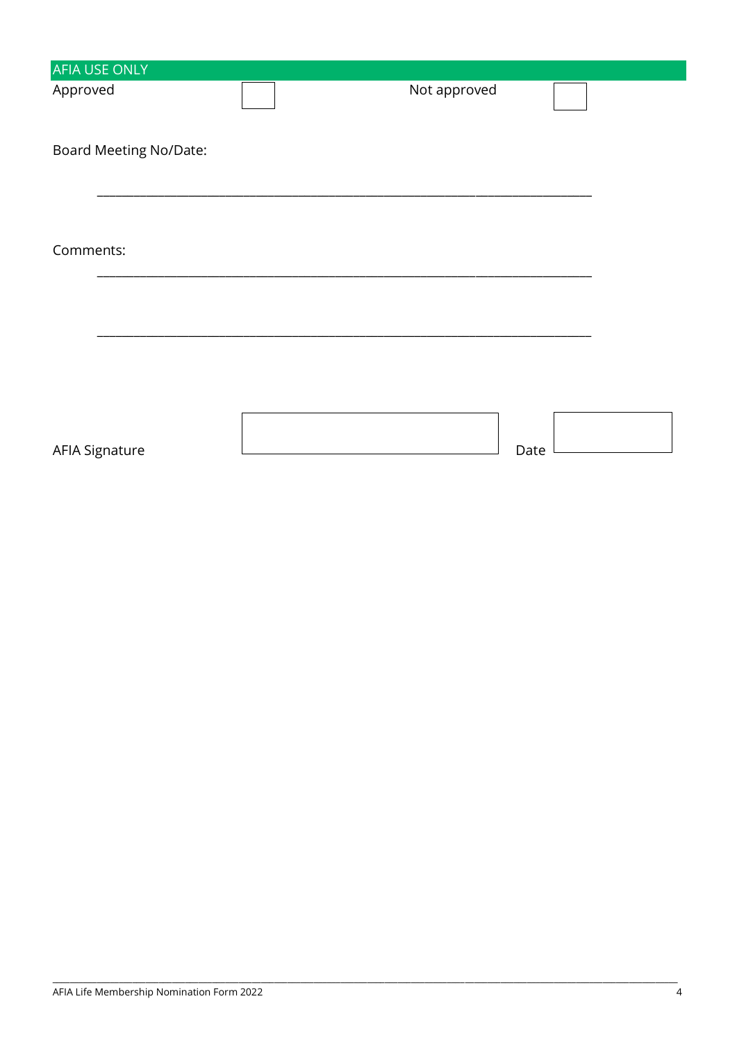## AFIA USE ONLY

Approved ☐ Not approved ☐

Board Meeting No/Date:

______________________________________________________________________________

Comments:

______________________________________________________________________________

______________________________________________________________________________

AFIA Signature ____________________ Date __________